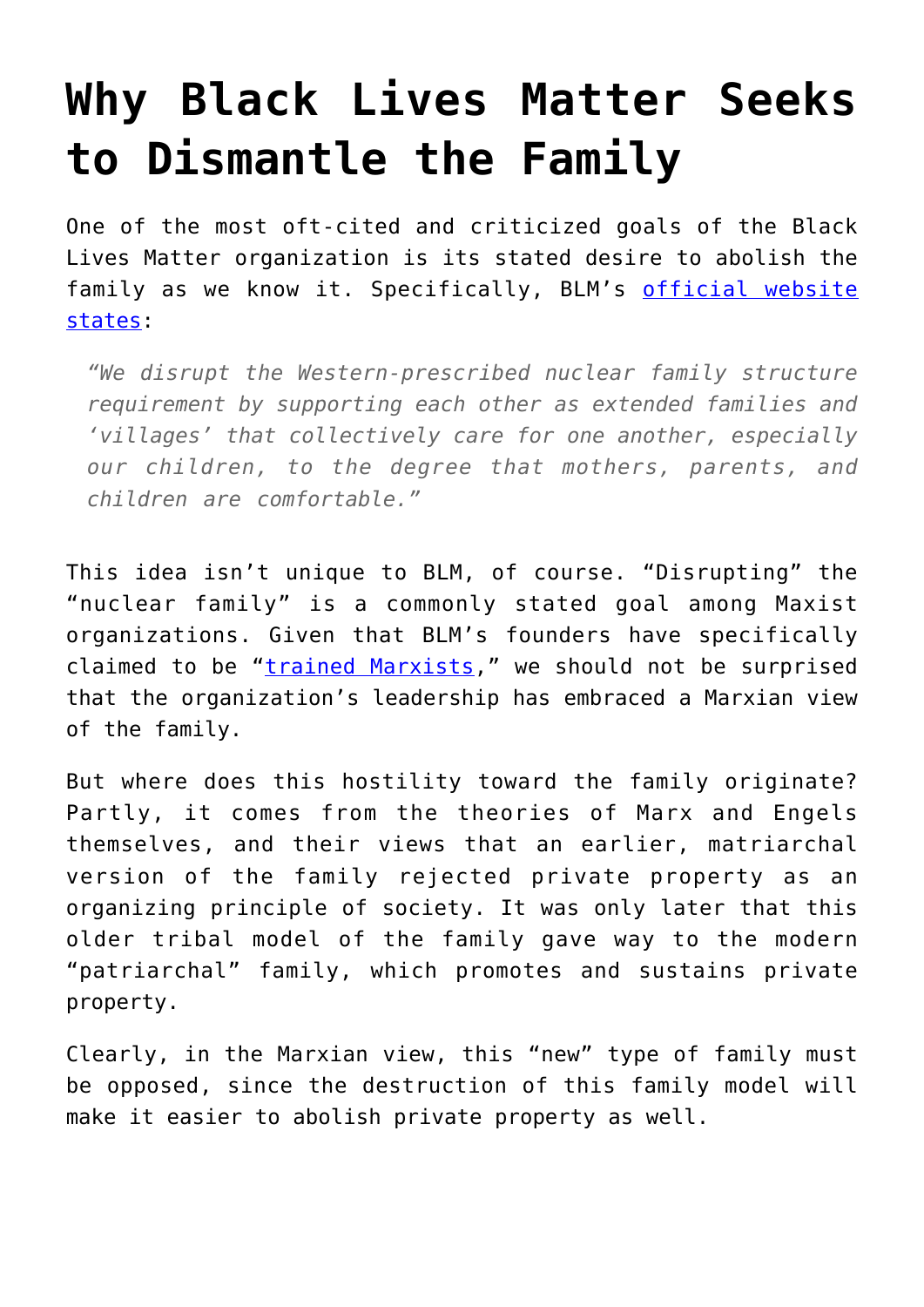# Why Black Lives Matter Seeks to Dismantle the Family

One of the most oft-cited and criticized goals of the Black Lives Matter organization is its stated desire to abolish the family as we know it. Specifically, BLM's [official website states](official website states):

> *"We disrupt the Western-prescribed nuclear family structure requirement by supporting each other as extended families and 'villages' that collectively care for one another, especially our children, to the degree that mothers, parents, and children are comfortable."*

This idea isn't unique to BLM, of course. "Disrupting" the "nuclear family" is a commonly stated goal among Maxist organizations. Given that BLM's founders have specifically claimed to be "[trained Marxists](trained Marxists)," we should not be surprised that the organization's leadership has embraced a Marxian view of the family.

But where does this hostility toward the family originate? Partly, it comes from the theories of Marx and Engels themselves, and their views that an earlier, matriarchal version of the family rejected private property as an organizing principle of society. It was only later that this older tribal model of the family gave way to the modern "patriarchal" family, which promotes and sustains private property.

Clearly, in the Marxian view, this "new" type of family must be opposed, since the destruction of this family model will make it easier to abolish private property as well.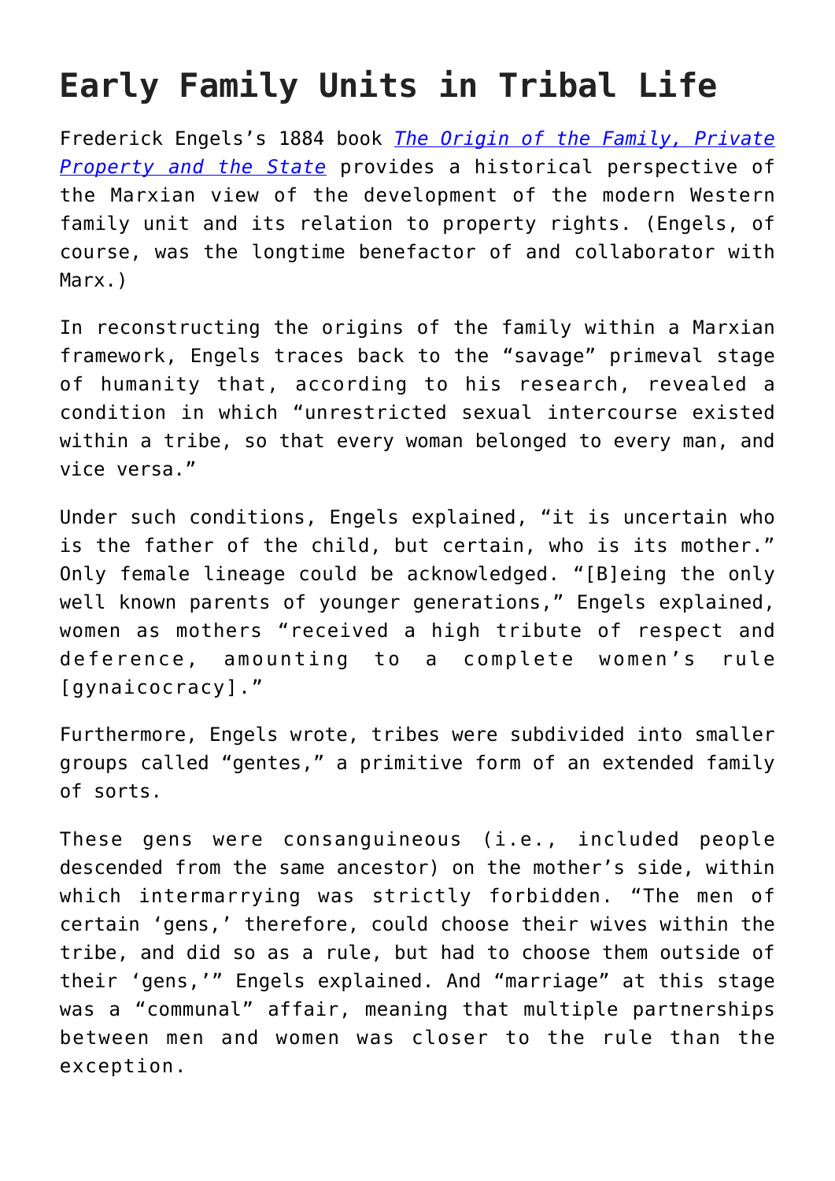# Early Family Units in Tribal Life

Frederick Engels's 1884 book *The Origin of the Family, Private Property and the State* provides a historical perspective of the Marxian view of the development of the modern Western family unit and its relation to property rights. (Engels, of course, was the longtime benefactor of and collaborator with Marx.)

In reconstructing the origins of the family within a Marxian framework, Engels traces back to the "savage" primeval stage of humanity that, according to his research, revealed a condition in which "unrestricted sexual intercourse existed within a tribe, so that every woman belonged to every man, and vice versa."

Under such conditions, Engels explained, "it is uncertain who is the father of the child, but certain, who is its mother." Only female lineage could be acknowledged. "[B]eing the only well known parents of younger generations," Engels explained, women as mothers "received a high tribute of respect and deference, amounting to a complete women's rule [gynaicocracy]."

Furthermore, Engels wrote, tribes were subdivided into smaller groups called "gentes," a primitive form of an extended family of sorts.

These gens were consanguineous (i.e., included people descended from the same ancestor) on the mother's side, within which intermarrying was strictly forbidden. "The men of certain 'gens,' therefore, could choose their wives within the tribe, and did so as a rule, but had to choose them outside of their 'gens,'" Engels explained. And "marriage" at this stage was a "communal" affair, meaning that multiple partnerships between men and women was closer to the rule than the exception.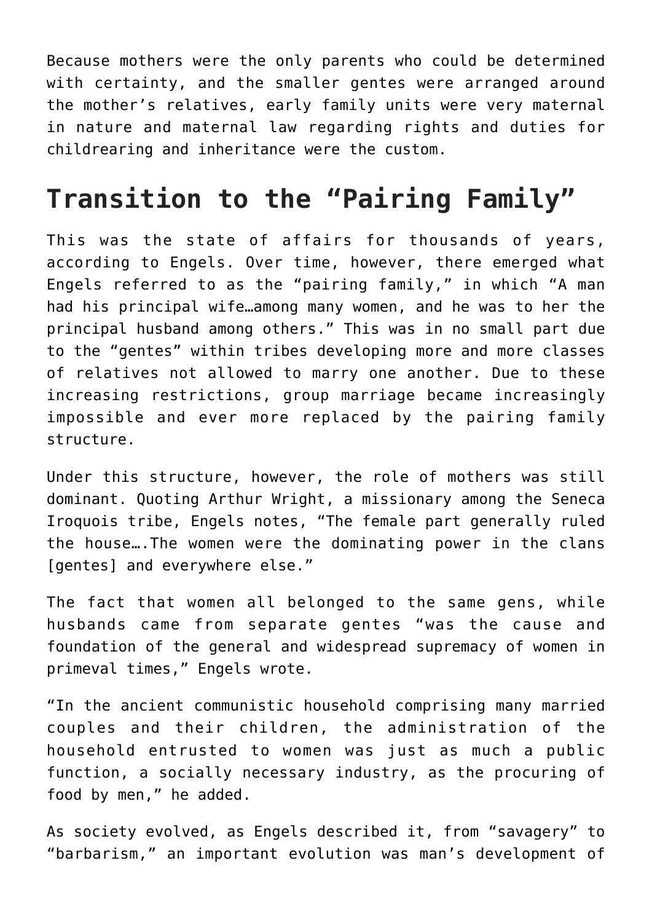Because mothers were the only parents who could be determined with certainty, and the smaller gentes were arranged around the mother's relatives, early family units were very maternal in nature and maternal law regarding rights and duties for childrearing and inheritance were the custom.

## Transition to the "Pairing Family"

This was the state of affairs for thousands of years, according to Engels. Over time, however, there emerged what Engels referred to as the "pairing family," in which "A man had his principal wife…among many women, and he was to her the principal husband among others." This was in no small part due to the "gentes" within tribes developing more and more classes of relatives not allowed to marry one another. Due to these increasing restrictions, group marriage became increasingly impossible and ever more replaced by the pairing family structure.

Under this structure, however, the role of mothers was still dominant. Quoting Arthur Wright, a missionary among the Seneca Iroquois tribe, Engels notes, "The female part generally ruled the house….The women were the dominating power in the clans [gentes] and everywhere else."

The fact that women all belonged to the same gens, while husbands came from separate gentes "was the cause and foundation of the general and widespread supremacy of women in primeval times," Engels wrote.

"In the ancient communistic household comprising many married couples and their children, the administration of the household entrusted to women was just as much a public function, a socially necessary industry, as the procuring of food by men," he added.

As society evolved, as Engels described it, from "savagery" to "barbarism," an important evolution was man's development of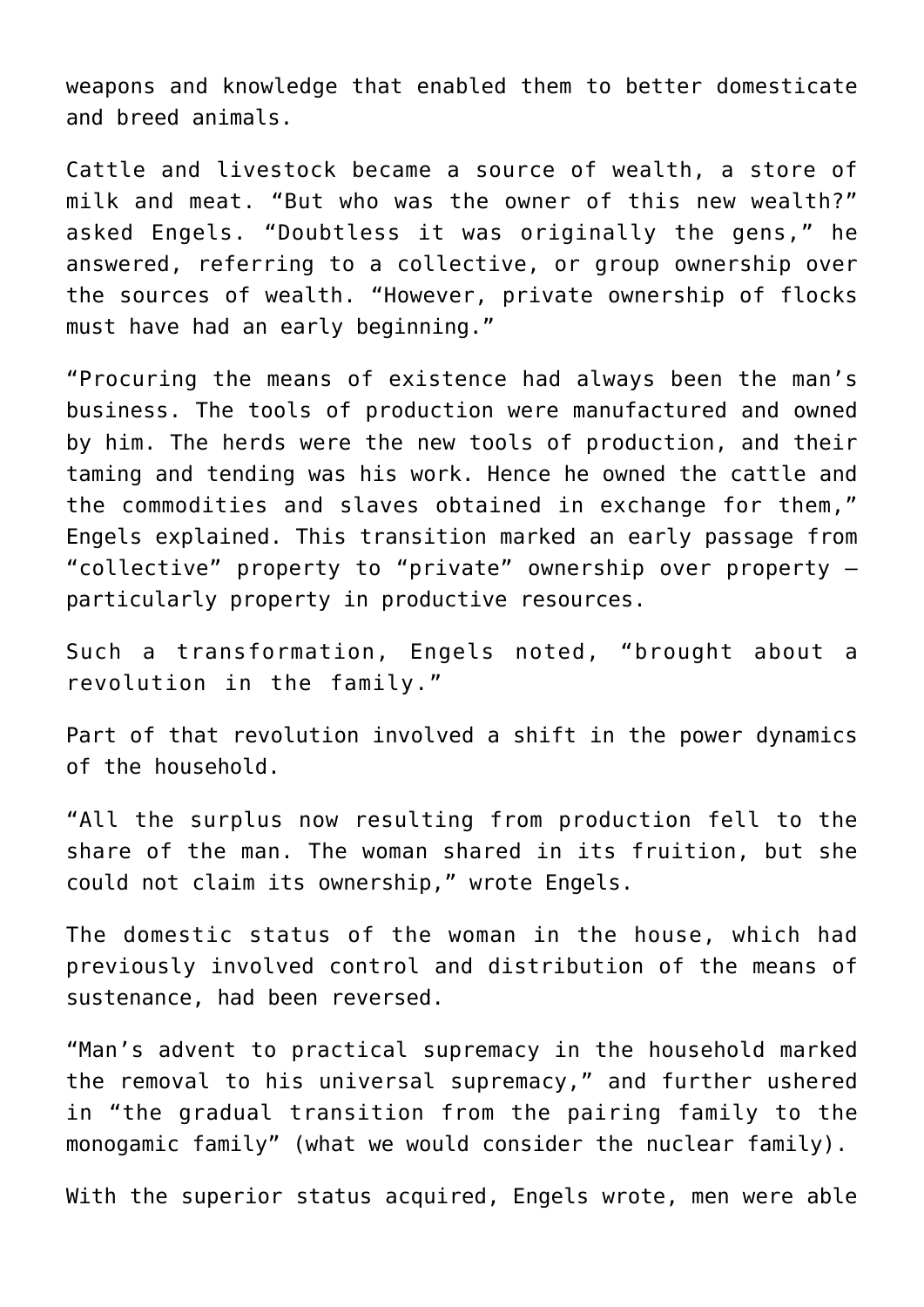weapons and knowledge that enabled them to better domesticate and breed animals.

Cattle and livestock became a source of wealth, a store of milk and meat. “But who was the owner of this new wealth?” asked Engels. “Doubtless it was originally the gens,” he answered, referring to a collective, or group ownership over the sources of wealth. “However, private ownership of flocks must have had an early beginning.”

“Procuring the means of existence had always been the man’s business. The tools of production were manufactured and owned by him. The herds were the new tools of production, and their taming and tending was his work. Hence he owned the cattle and the commodities and slaves obtained in exchange for them,” Engels explained. This transition marked an early passage from “collective” property to “private” ownership over property – particularly property in productive resources.

Such a transformation, Engels noted, “brought about a revolution in the family.”

Part of that revolution involved a shift in the power dynamics of the household.

“All the surplus now resulting from production fell to the share of the man. The woman shared in its fruition, but she could not claim its ownership,” wrote Engels.

The domestic status of the woman in the house, which had previously involved control and distribution of the means of sustenance, had been reversed.

“Man’s advent to practical supremacy in the household marked the removal to his universal supremacy,” and further ushered in “the gradual transition from the pairing family to the monogamic family” (what we would consider the nuclear family).

With the superior status acquired, Engels wrote, men were able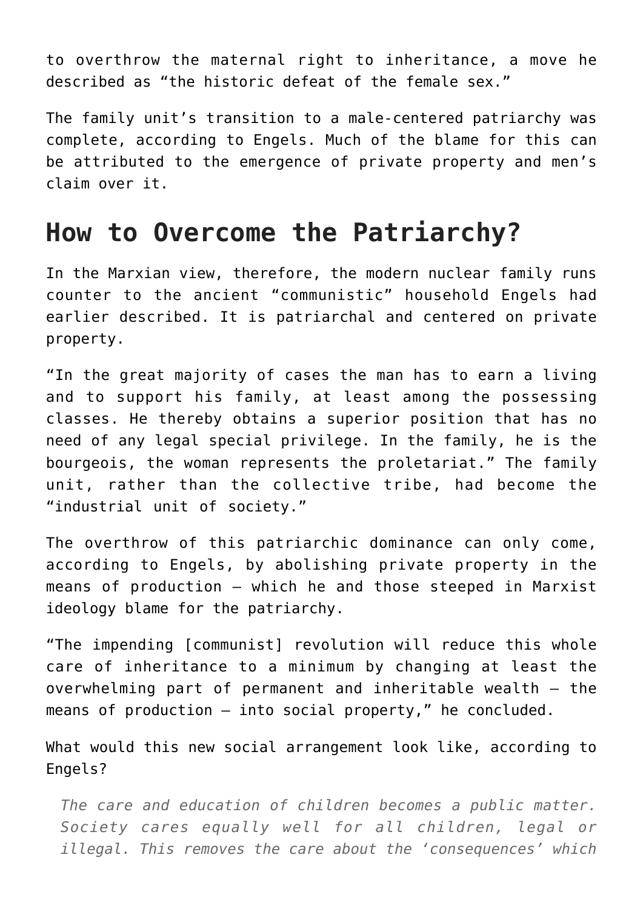to overthrow the maternal right to inheritance, a move he described as "the historic defeat of the female sex."

The family unit's transition to a male-centered patriarchy was complete, according to Engels. Much of the blame for this can be attributed to the emergence of private property and men's claim over it.

## How to Overcome the Patriarchy?

In the Marxian view, therefore, the modern nuclear family runs counter to the ancient "communistic" household Engels had earlier described. It is patriarchal and centered on private property.

"In the great majority of cases the man has to earn a living and to support his family, at least among the possessing classes. He thereby obtains a superior position that has no need of any legal special privilege. In the family, he is the bourgeois, the woman represents the proletariat." The family unit, rather than the collective tribe, had become the "industrial unit of society."

The overthrow of this patriarchic dominance can only come, according to Engels, by abolishing private property in the means of production — which he and those steeped in Marxist ideology blame for the patriarchy.

"The impending [communist] revolution will reduce this whole care of inheritance to a minimum by changing at least the overwhelming part of permanent and inheritable wealth — the means of production — into social property," he concluded.

What would this new social arrangement look like, according to Engels?

> *The care and education of children becomes a public matter. Society cares equally well for all children, legal or illegal. This removes the care about the 'consequences' which*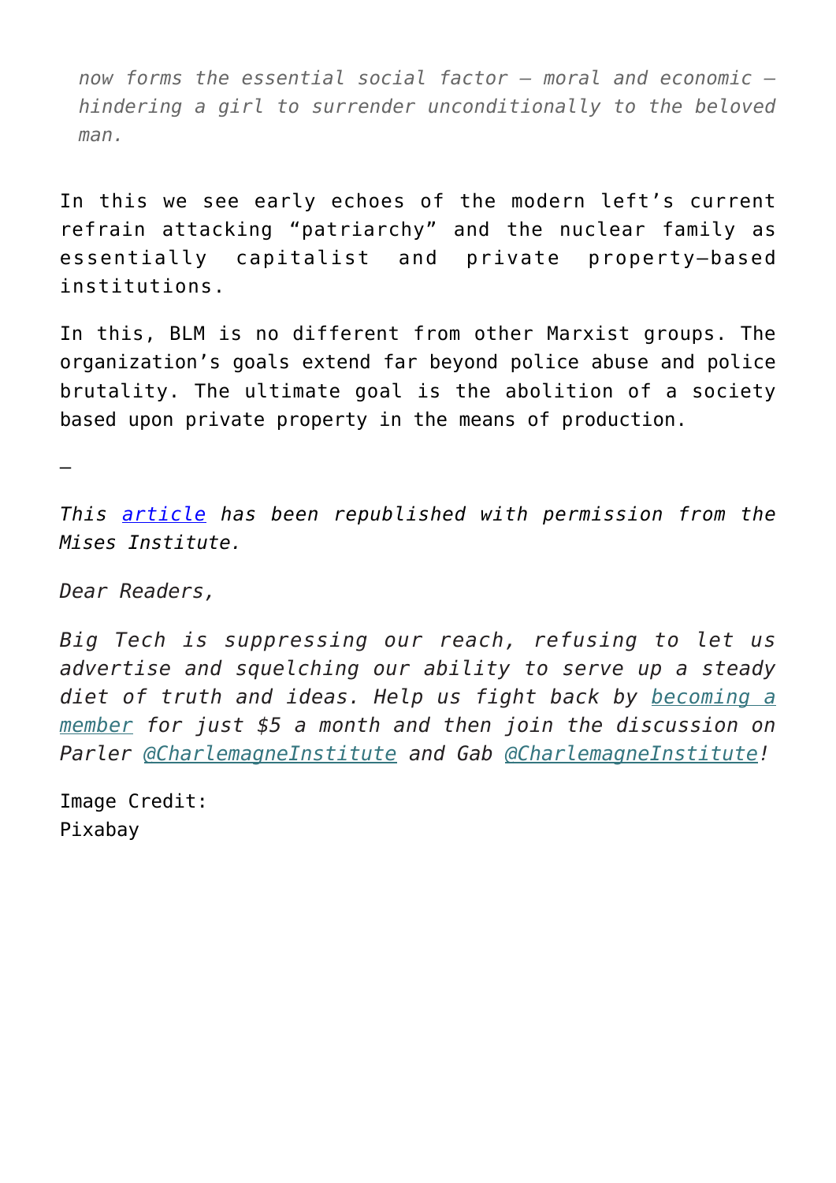> *now forms the essential social factor — moral and economic — hindering a girl to surrender unconditionally to the beloved man.*

In this we see early echoes of the modern left's current refrain attacking "patriarchy" and the nuclear family as essentially capitalist and private property–based institutions.

In this, BLM is no different from other Marxist groups. The organization's goals extend far beyond police abuse and police brutality. The ultimate goal is the abolition of a society based upon private property in the means of production.

—

*This [article](#) has been republished with permission from the Mises Institute.*

*Dear Readers,*

*Big Tech is suppressing our reach, refusing to let us advertise and squelching our ability to serve up a steady diet of truth and ideas. Help us fight back by [becoming a member](#) for just $5 a month and then join the discussion on Parler [@CharlemagneInstitute](#) and Gab [@CharlemagneInstitute](#)!*

Image Credit:
Pixabay